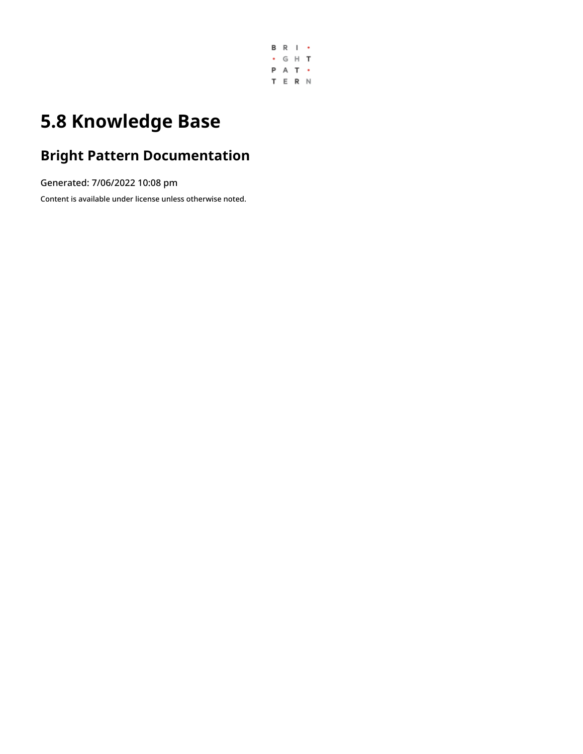# 5.8 Knowledge Base

## Bright Pattern Documentation

Generated: 7/06/2022 10:08 pm

Content is available under license unless otherwise noted.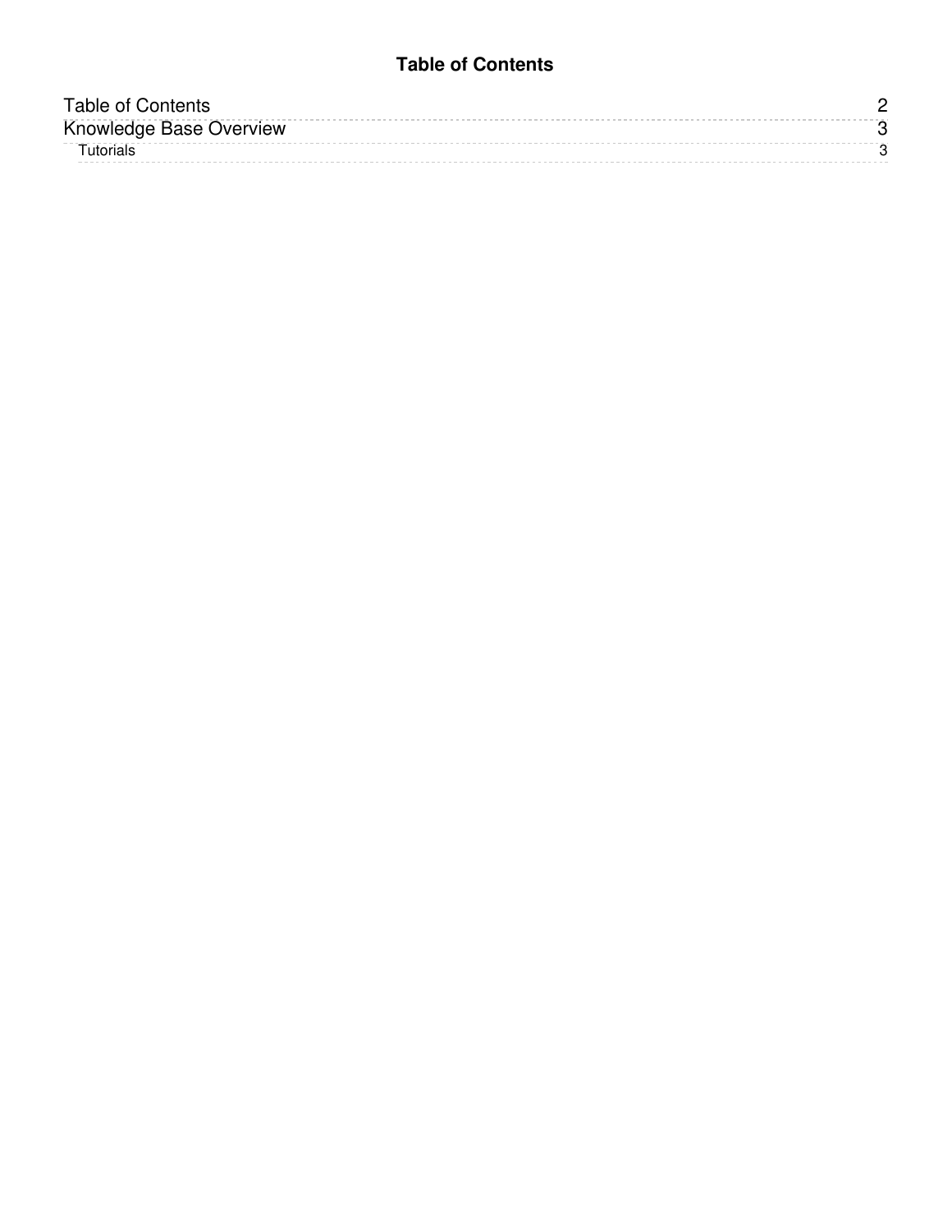# Table of Contents

Table of Contents 2

Knowledge Base Overview 3

- Tutorials 3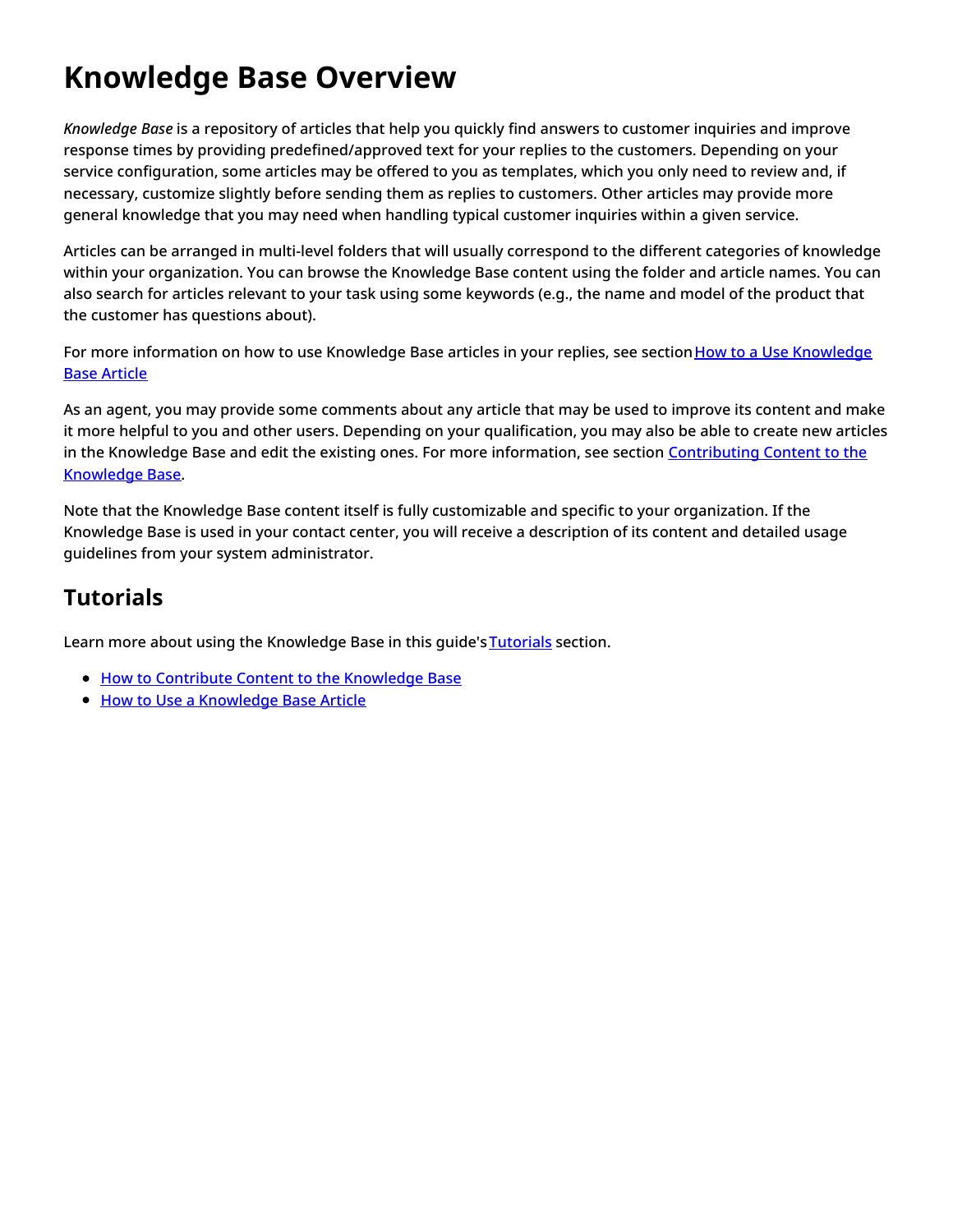# Knowledge Base Overview

*Knowledge Base* is a repository of articles that help you quickly find answers to customer inquiries and improve response times by providing predefined/approved text for your replies to the customers. Depending on your service configuration, some articles may be offered to you as templates, which you only need to review and, if necessary, customize slightly before sending them as replies to customers. Other articles may provide more general knowledge that you may need when handling typical customer inquiries within a given service.

Articles can be arranged in multi-level folders that will usually correspond to the different categories of knowledge within your organization. You can browse the Knowledge Base content using the folder and article names. You can also search for articles relevant to your task using some keywords (e.g., the name and model of the product that the customer has questions about).

For more information on how to use Knowledge Base articles in your replies, see section How to a Use Knowledge Base Article

As an agent, you may provide some comments about any article that may be used to improve its content and make it more helpful to you and other users. Depending on your qualification, you may also be able to create new articles in the Knowledge Base and edit the existing ones. For more information, see section Contributing Content to the Knowledge Base.

Note that the Knowledge Base content itself is fully customizable and specific to your organization. If the Knowledge Base is used in your contact center, you will receive a description of its content and detailed usage guidelines from your system administrator.

## Tutorials

Learn more about using the Knowledge Base in this guide's Tutorials section.

- How to Contribute Content to the Knowledge Base
- How to Use a Knowledge Base Article